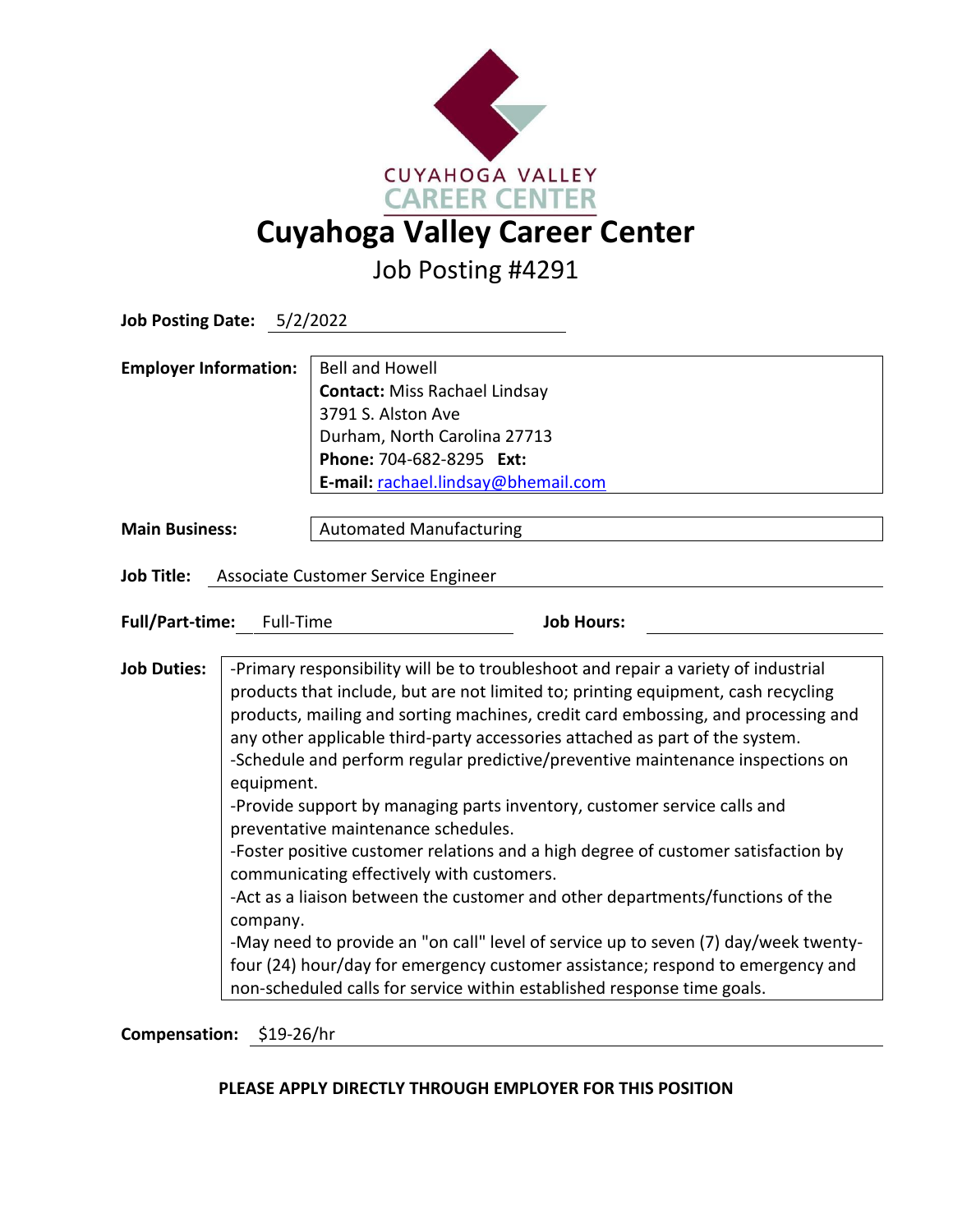CUYAHOGA VALLEY CAREER CENTER

# Cuyahoga Valley Career Center

## Job Posting #4291

**Job Posting Date:** 5/2/2022

**Employer Information:**
Bell and Howell
**Contact:** Miss Rachael Lindsay
3791 S. Alston Ave
Durham, North Carolina 27713
**Phone:** 704-682-8295 **Ext:**
**E-mail:** rachael.lindsay@bhemail.com

**Main Business:** Automated Manufacturing

**Job Title:** Associate Customer Service Engineer

**Full/Part-time:** Full-Time **Job Hours:**

**Job Duties:**
-Primary responsibility will be to troubleshoot and repair a variety of industrial products that include, but are not limited to; printing equipment, cash recycling products, mailing and sorting machines, credit card embossing, and processing and any other applicable third-party accessories attached as part of the system.
-Schedule and perform regular predictive/preventive maintenance inspections on equipment.
-Provide support by managing parts inventory, customer service calls and preventative maintenance schedules.
-Foster positive customer relations and a high degree of customer satisfaction by communicating effectively with customers.
-Act as a liaison between the customer and other departments/functions of the company.
-May need to provide an "on call" level of service up to seven (7) day/week twenty-four (24) hour/day for emergency customer assistance; respond to emergency and non-scheduled calls for service within established response time goals.

**Compensation:** $19-26/hr

**PLEASE APPLY DIRECTLY THROUGH EMPLOYER FOR THIS POSITION**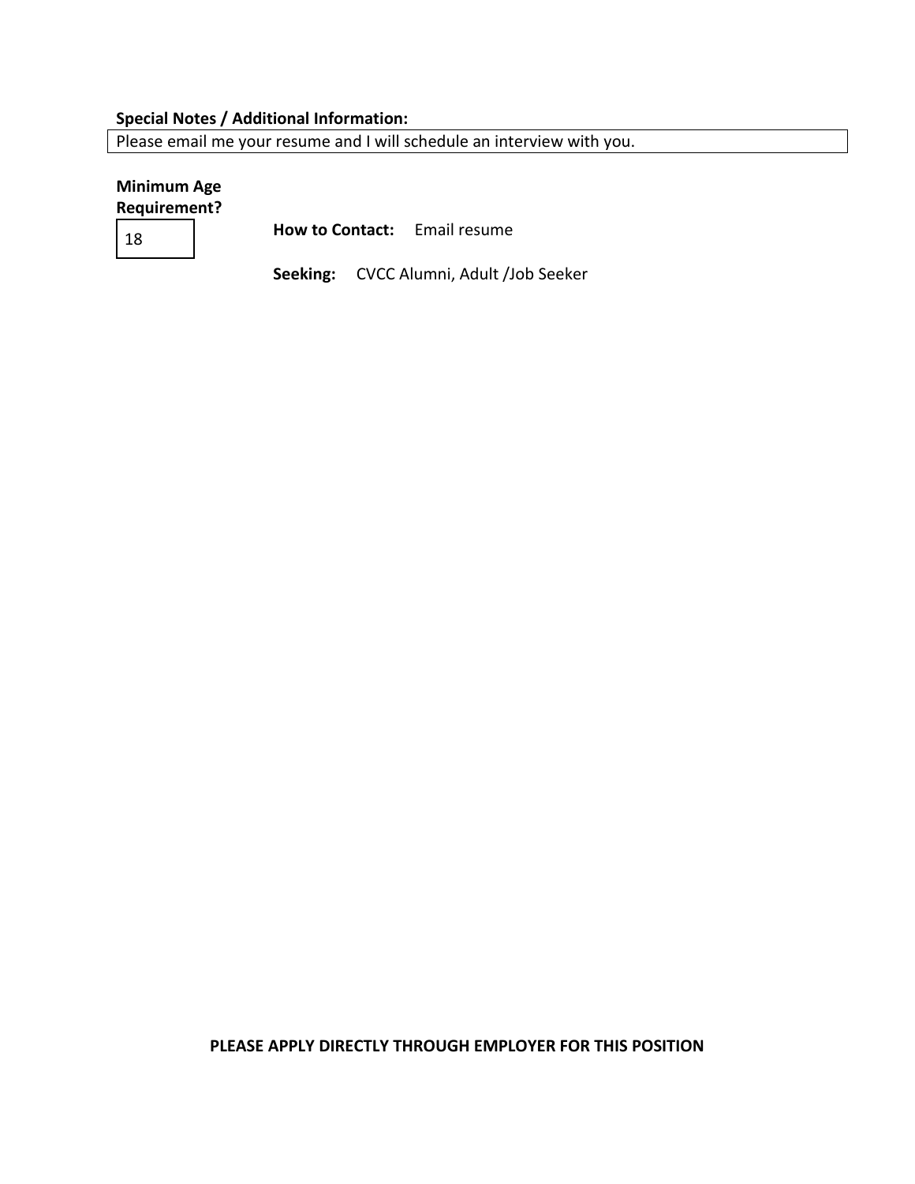**Special Notes / Additional Information:**

Please email me your resume and I will schedule an interview with you.

**Minimum Age Requirement?**

18

**How to Contact:** Email resume

**Seeking:** CVCC Alumni, Adult /Job Seeker

**PLEASE APPLY DIRECTLY THROUGH EMPLOYER FOR THIS POSITION**